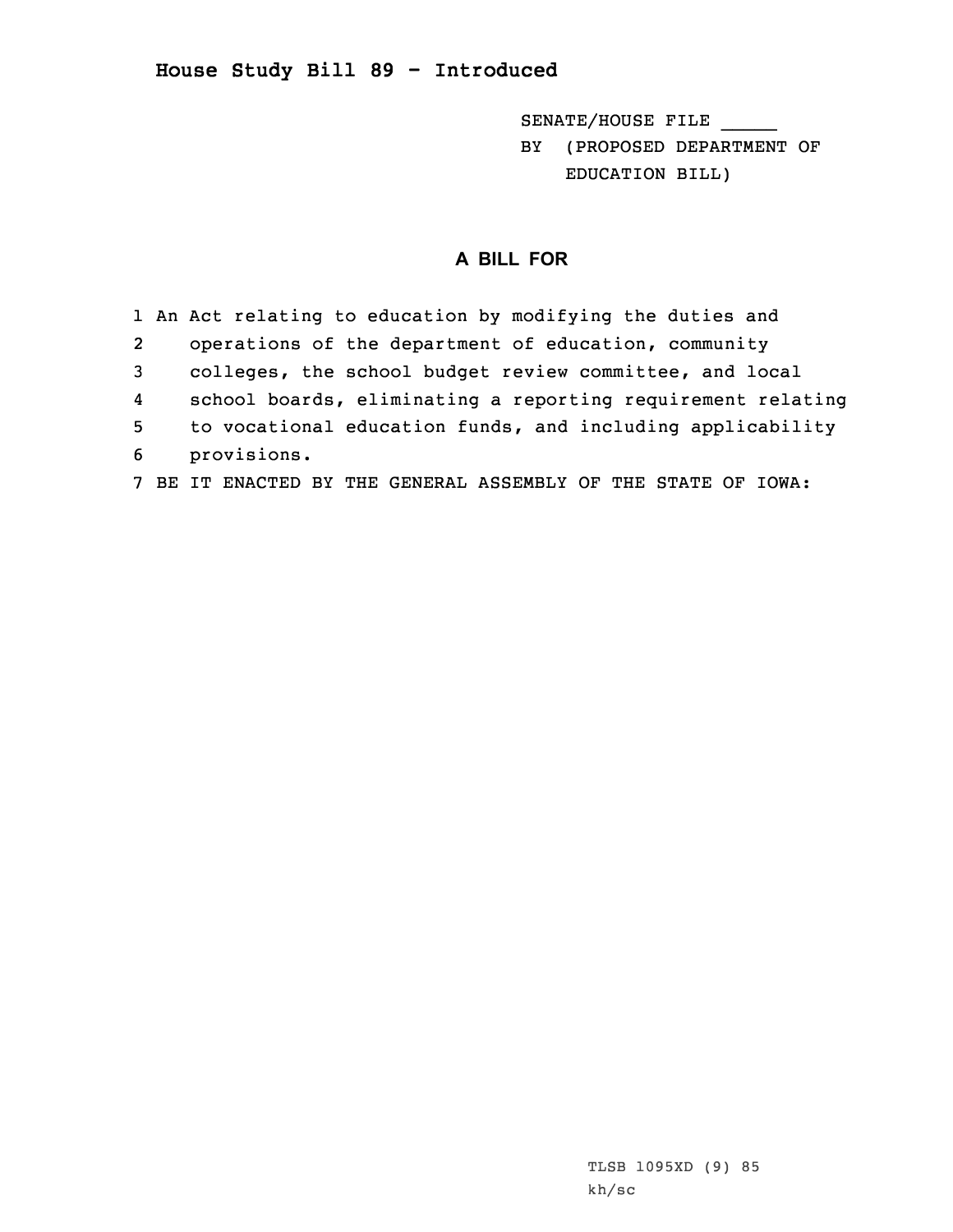# House Study Bill 89 - Introduced

SENATE/HOUSE FILE _____

BY (PROPOSED DEPARTMENT OF EDUCATION BILL)

## A BILL FOR

1 An Act relating to education by modifying the duties and
2 operations of the department of education, community
3 colleges, the school budget review committee, and local
4 school boards, eliminating a reporting requirement relating
5 to vocational education funds, and including applicability
6 provisions.
7 BE IT ENACTED BY THE GENERAL ASSEMBLY OF THE STATE OF IOWA:

TLSB 1095XD (9) 85

kh/sc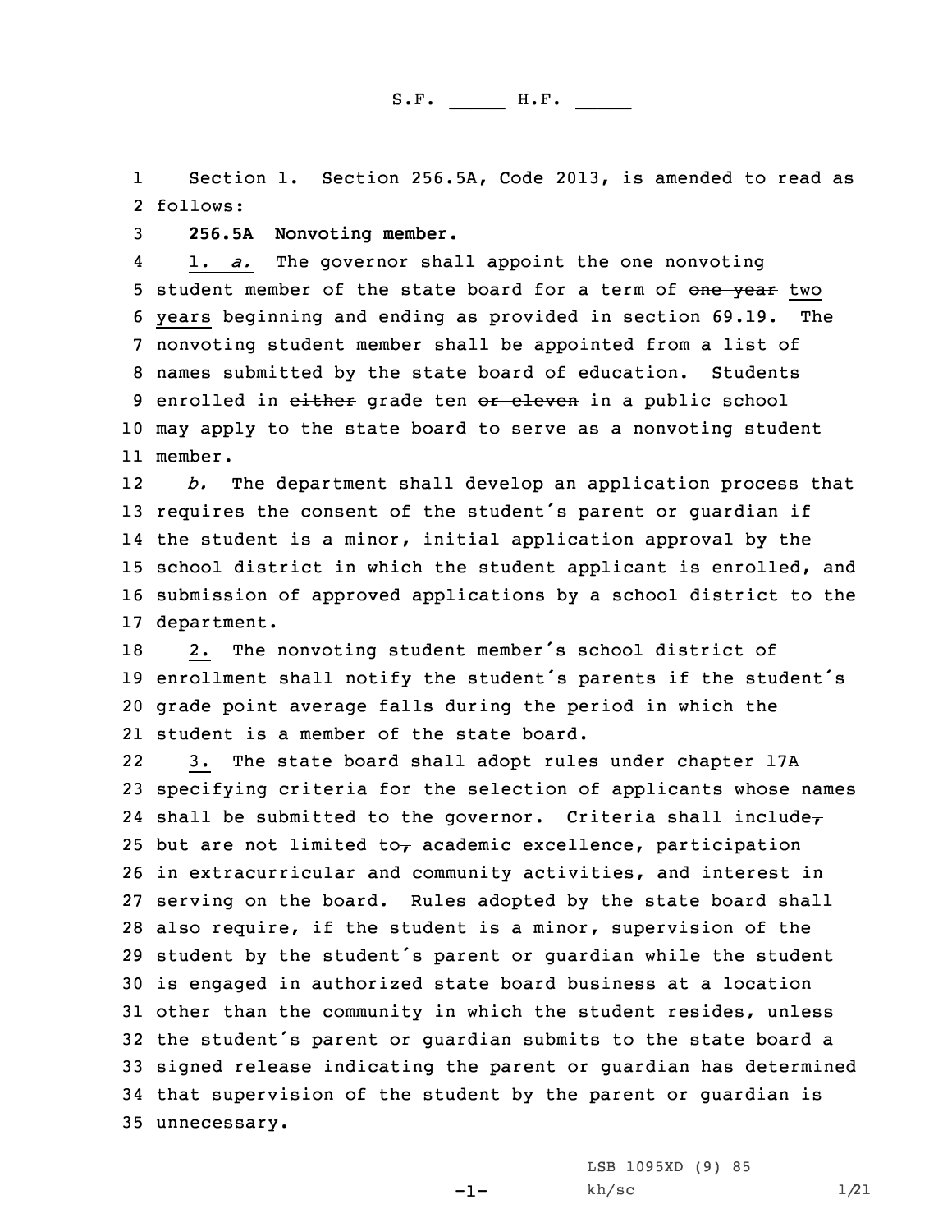S.F. _____ H.F. _____

Section 1. Section 256.5A, Code 2013, is amended to read as follows:

**256.5A Nonvoting member.**

1. *a.* The governor shall appoint the one nonvoting student member of the state board for a term of ~~one year~~ two years beginning and ending as provided in section 69.19. The nonvoting student member shall be appointed from a list of names submitted by the state board of education. Students enrolled in ~~either~~ grade ten ~~or eleven~~ in a public school may apply to the state board to serve as a nonvoting student member.

*b.* The department shall develop an application process that requires the consent of the student's parent or guardian if the student is a minor, initial application approval by the school district in which the student applicant is enrolled, and submission of approved applications by a school district to the department.

2. The nonvoting student member's school district of enrollment shall notify the student's parents if the student's grade point average falls during the period in which the student is a member of the state board.

3. The state board shall adopt rules under chapter 17A specifying criteria for the selection of applicants whose names shall be submitted to the governor. Criteria shall include~~,~~ but are not limited to~~,~~ academic excellence, participation in extracurricular and community activities, and interest in serving on the board. Rules adopted by the state board shall also require, if the student is a minor, supervision of the student by the student's parent or guardian while the student is engaged in authorized state board business at a location other than the community in which the student resides, unless the student's parent or guardian submits to the state board a signed release indicating the parent or guardian has determined that supervision of the student by the parent or guardian is unnecessary.

LSB 1095XD (9) 85
kh/sc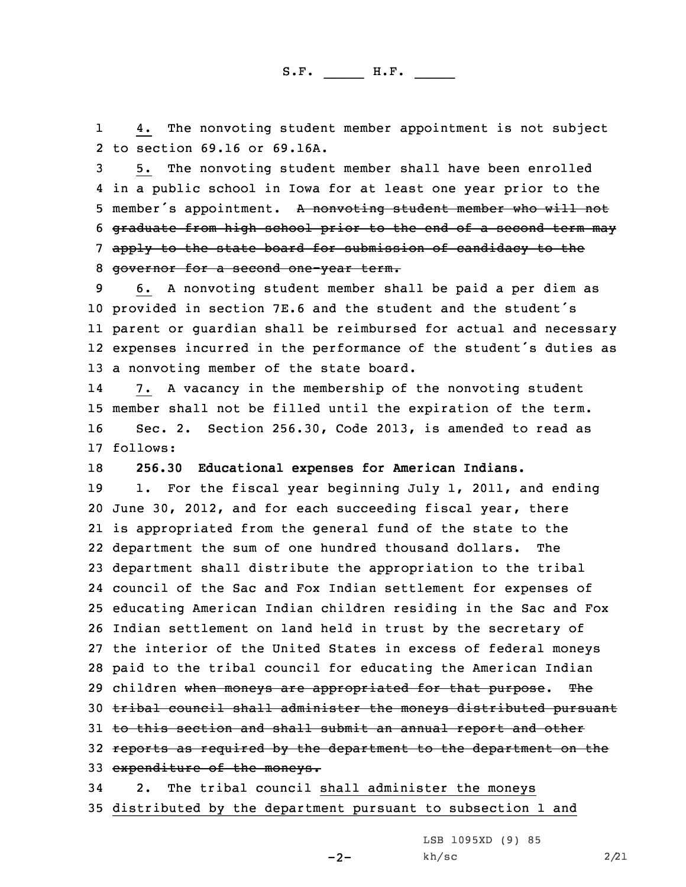4. The nonvoting student member appointment is not subject to section 69.16 or 69.16A.

5. The nonvoting student member shall have been enrolled in a public school in Iowa for at least one year prior to the member's appointment. ~~A nonvoting student member who will not graduate from high school prior to the end of a second term may apply to the state board for submission of candidacy to the governor for a second one-year term.~~

6. A nonvoting student member shall be paid a per diem as provided in section 7E.6 and the student and the student's parent or guardian shall be reimbursed for actual and necessary expenses incurred in the performance of the student's duties as a nonvoting member of the state board.

7. A vacancy in the membership of the nonvoting student member shall not be filled until the expiration of the term.

Sec. 2. Section 256.30, Code 2013, is amended to read as follows:

**256.30 Educational expenses for American Indians.**

1. For the fiscal year beginning July 1, 2011, and ending June 30, 2012, and for each succeeding fiscal year, there is appropriated from the general fund of the state to the department the sum of one hundred thousand dollars. The department shall distribute the appropriation to the tribal council of the Sac and Fox Indian settlement for expenses of educating American Indian children residing in the Sac and Fox Indian settlement on land held in trust by the secretary of the interior of the United States in excess of federal moneys paid to the tribal council for educating the American Indian children ~~when moneys are appropriated for that purpose~~. ~~The tribal council shall administer the moneys distributed pursuant to this section and shall submit an annual report and other reports as required by the department to the department on the expenditure of the moneys.~~

2. The tribal council shall administer the moneys distributed by the department pursuant to subsection 1 and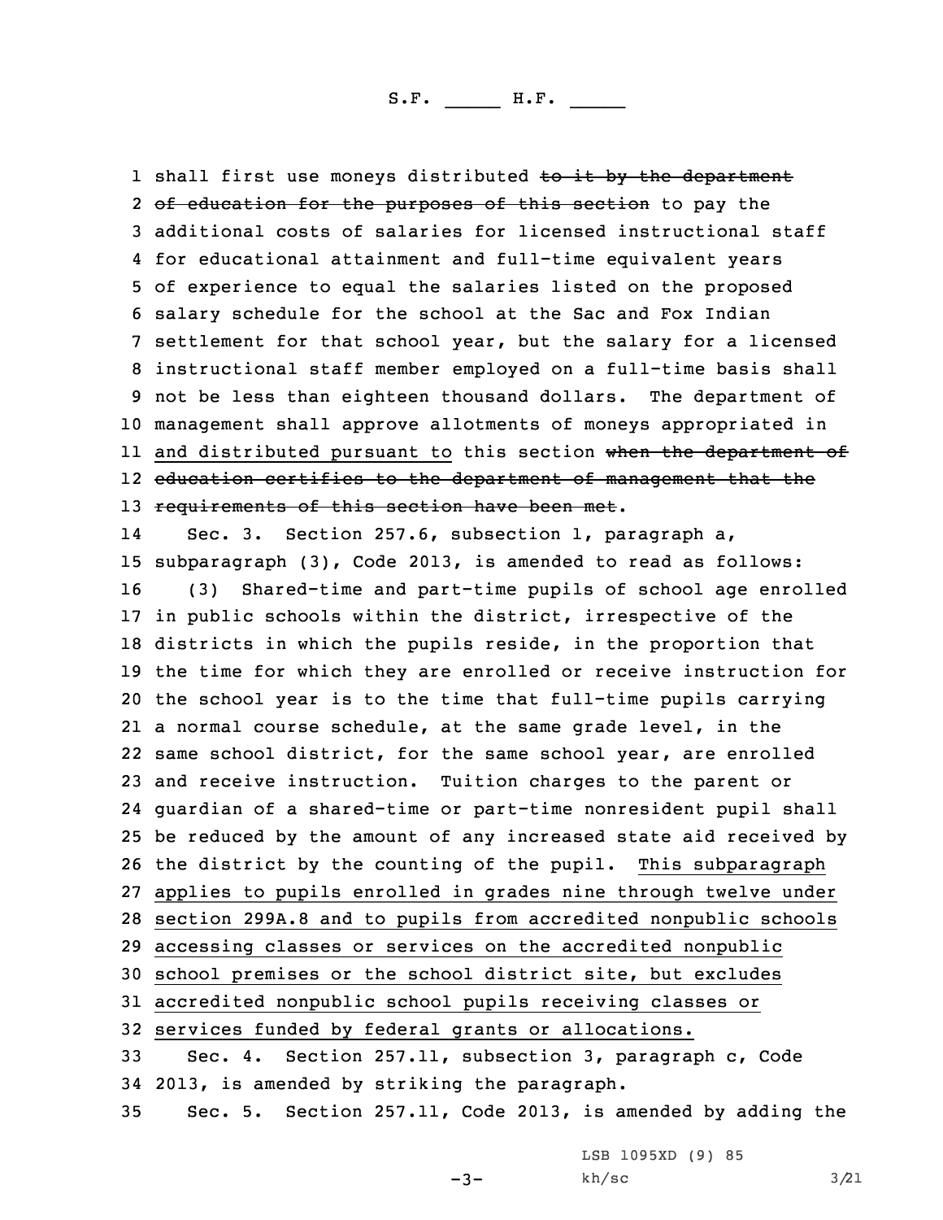shall first use moneys distributed ~~to it by the department of education for the purposes of this section~~ to pay the additional costs of salaries for licensed instructional staff for educational attainment and full-time equivalent years of experience to equal the salaries listed on the proposed salary schedule for the school at the Sac and Fox Indian settlement for that school year, but the salary for a licensed instructional staff member employed on a full-time basis shall not be less than eighteen thousand dollars. The department of management shall approve allotments of moneys appropriated in and distributed pursuant to this section ~~when the department of education certifies to the department of management that the requirements of this section have been met~~.

Sec. 3. Section 257.6, subsection 1, paragraph a, subparagraph (3), Code 2013, is amended to read as follows:

(3) Shared-time and part-time pupils of school age enrolled in public schools within the district, irrespective of the districts in which the pupils reside, in the proportion that the time for which they are enrolled or receive instruction for the school year is to the time that full-time pupils carrying a normal course schedule, at the same grade level, in the same school district, for the same school year, are enrolled and receive instruction. Tuition charges to the parent or guardian of a shared-time or part-time nonresident pupil shall be reduced by the amount of any increased state aid received by the district by the counting of the pupil. This subparagraph applies to pupils enrolled in grades nine through twelve under section 299A.8 and to pupils from accredited nonpublic schools accessing classes or services on the accredited nonpublic school premises or the school district site, but excludes accredited nonpublic school pupils receiving classes or services funded by federal grants or allocations.

Sec. 4. Section 257.11, subsection 3, paragraph c, Code 2013, is amended by striking the paragraph.

Sec. 5. Section 257.11, Code 2013, is amended by adding the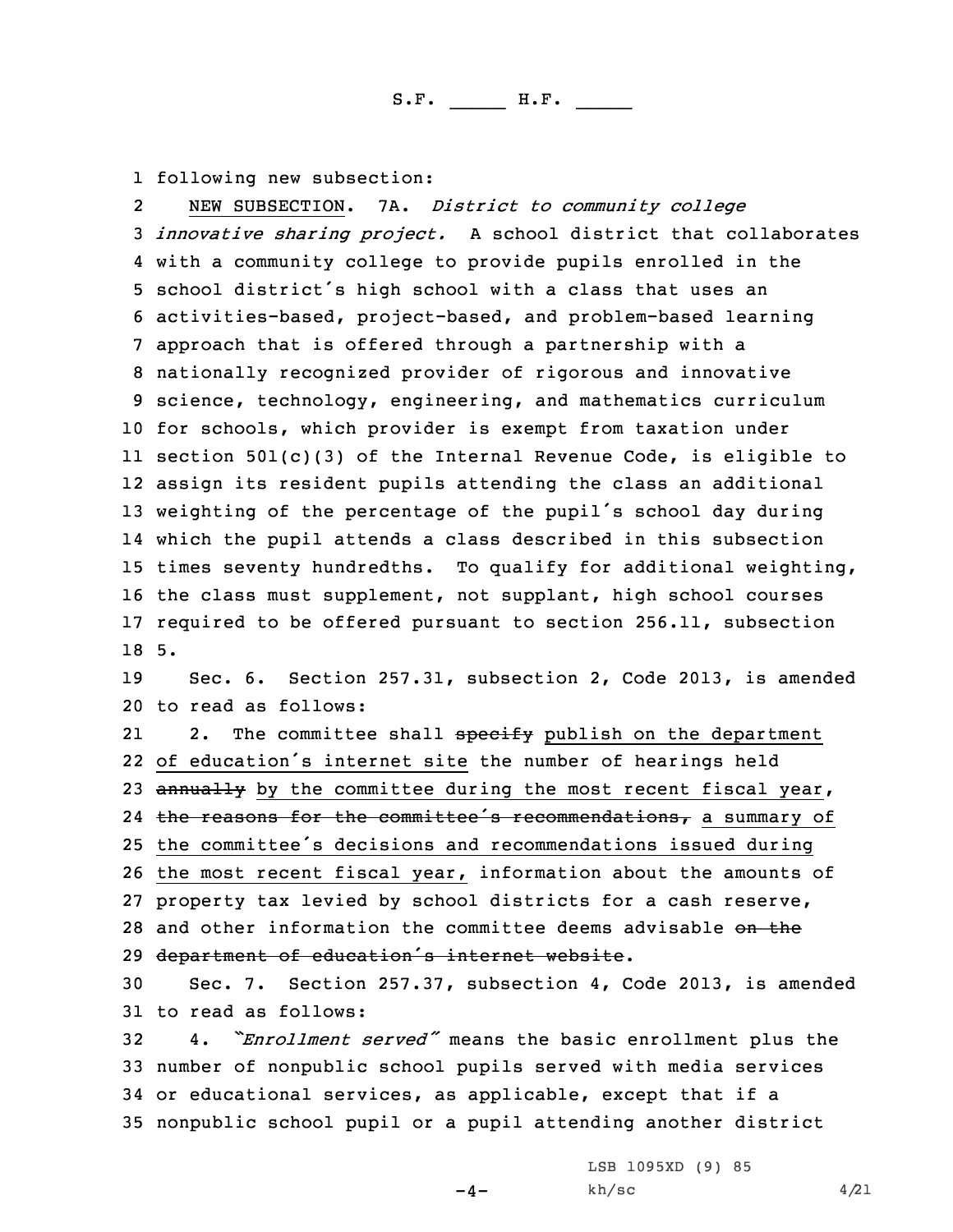following new subsection:

NEW SUBSECTION. 7A. *District to community college innovative sharing project.* A school district that collaborates with a community college to provide pupils enrolled in the school district's high school with a class that uses an activities-based, project-based, and problem-based learning approach that is offered through a partnership with a nationally recognized provider of rigorous and innovative science, technology, engineering, and mathematics curriculum for schools, which provider is exempt from taxation under section 501(c)(3) of the Internal Revenue Code, is eligible to assign its resident pupils attending the class an additional weighting of the percentage of the pupil's school day during which the pupil attends a class described in this subsection times seventy hundredths. To qualify for additional weighting, the class must supplement, not supplant, high school courses required to be offered pursuant to section 256.11, subsection 5.

Sec. 6. Section 257.31, subsection 2, Code 2013, is amended to read as follows:

2. The committee shall ~~specify~~ publish on the department of education's internet site the number of hearings held ~~annually~~ by the committee during the most recent fiscal year, ~~the reasons for the committee's recommendations,~~ a summary of the committee's decisions and recommendations issued during the most recent fiscal year, information about the amounts of property tax levied by school districts for a cash reserve, and other information the committee deems advisable ~~on the department of education's internet website~~.

Sec. 7. Section 257.37, subsection 4, Code 2013, is amended to read as follows:

4. *"Enrollment served"* means the basic enrollment plus the number of nonpublic school pupils served with media services or educational services, as applicable, except that if a nonpublic school pupil or a pupil attending another district

LSB 1095XD (9) 85
kh/sc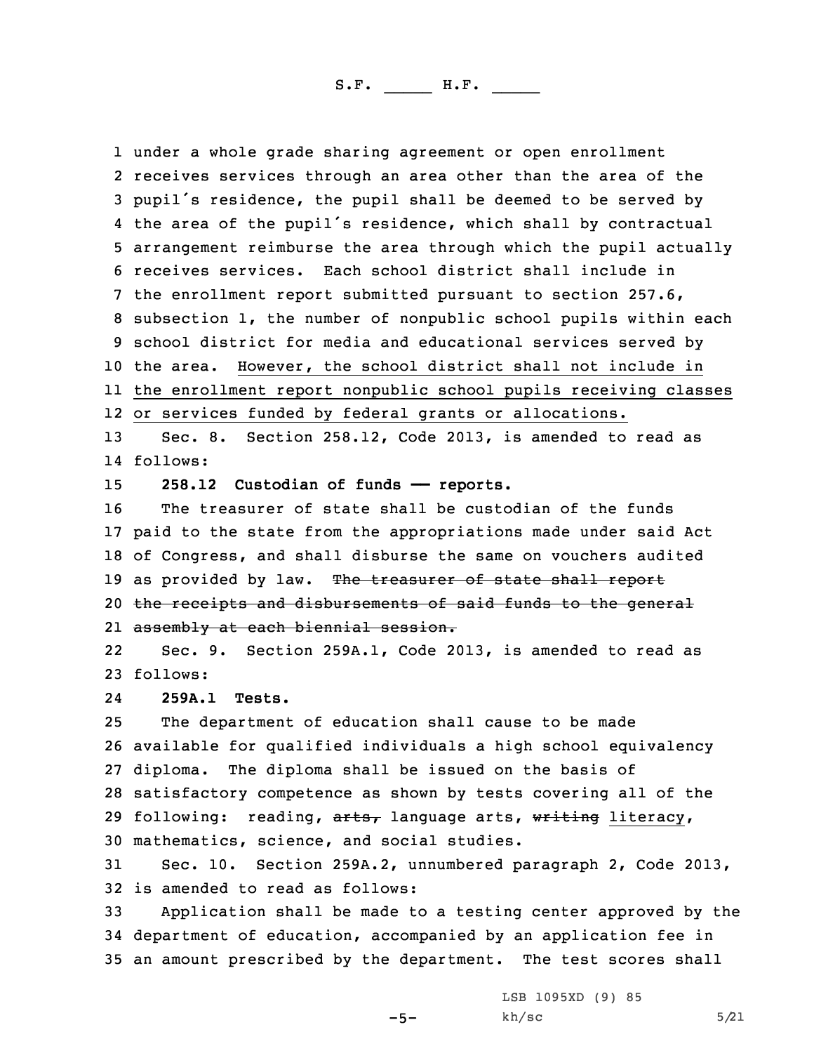under a whole grade sharing agreement or open enrollment receives services through an area other than the area of the pupil's residence, the pupil shall be deemed to be served by the area of the pupil's residence, which shall by contractual arrangement reimburse the area through which the pupil actually receives services. Each school district shall include in the enrollment report submitted pursuant to section 257.6, subsection 1, the number of nonpublic school pupils within each school district for media and educational services served by the area. <u>However, the school district shall not include in the enrollment report nonpublic school pupils receiving classes or services funded by federal grants or allocations.</u>

Sec. 8. Section 258.12, Code 2013, is amended to read as follows:

**258.12 Custodian of funds —— reports.**

The treasurer of state shall be custodian of the funds paid to the state from the appropriations made under said Act of Congress, and shall disburse the same on vouchers audited as provided by law. ~~The treasurer of state shall report the receipts and disbursements of said funds to the general assembly at each biennial session.~~

Sec. 9. Section 259A.1, Code 2013, is amended to read as follows:

**259A.1 Tests.**

The department of education shall cause to be made available for qualified individuals a high school equivalency diploma. The diploma shall be issued on the basis of satisfactory competence as shown by tests covering all of the following: reading, ~~arts,~~ language arts, ~~writing~~ <u>literacy</u>, mathematics, science, and social studies.

Sec. 10. Section 259A.2, unnumbered paragraph 2, Code 2013, is amended to read as follows:

Application shall be made to a testing center approved by the department of education, accompanied by an application fee in an amount prescribed by the department. The test scores shall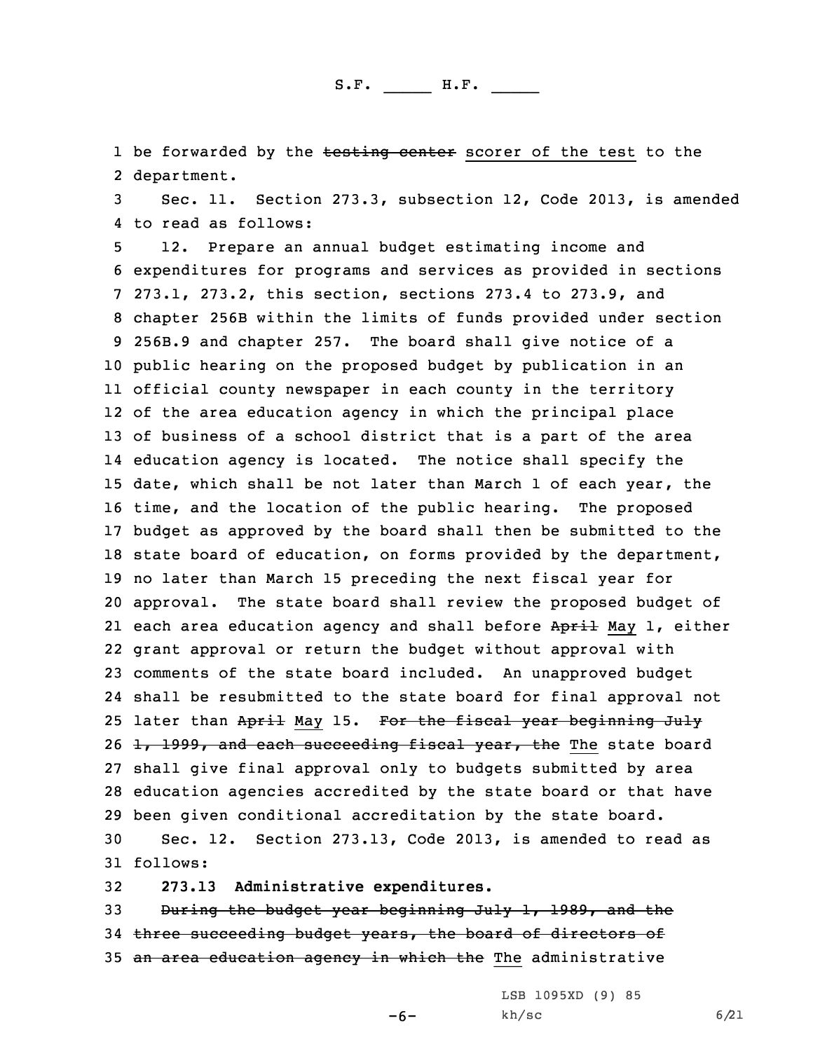be forwarded by the ~~testing center~~ scorer of the test to the department.

Sec. 11. Section 273.3, subsection 12, Code 2013, is amended to read as follows:

12. Prepare an annual budget estimating income and expenditures for programs and services as provided in sections 273.1, 273.2, this section, sections 273.4 to 273.9, and chapter 256B within the limits of funds provided under section 256B.9 and chapter 257. The board shall give notice of a public hearing on the proposed budget by publication in an official county newspaper in each county in the territory of the area education agency in which the principal place of business of a school district that is a part of the area education agency is located. The notice shall specify the date, which shall be not later than March 1 of each year, the time, and the location of the public hearing. The proposed budget as approved by the board shall then be submitted to the state board of education, on forms provided by the department, no later than March 15 preceding the next fiscal year for approval. The state board shall review the proposed budget of each area education agency and shall before ~~April~~ May 1, either grant approval or return the budget without approval with comments of the state board included. An unapproved budget shall be resubmitted to the state board for final approval not later than ~~April~~ May 15. ~~For the fiscal year beginning July 1, 1999, and each succeeding fiscal year, the~~ The state board shall give final approval only to budgets submitted by area education agencies accredited by the state board or that have been given conditional accreditation by the state board.

Sec. 12. Section 273.13, Code 2013, is amended to read as follows:

**273.13 Administrative expenditures.**

~~During the budget year beginning July 1, 1989, and the three succeeding budget years, the board of directors of an area education agency in which the~~ The administrative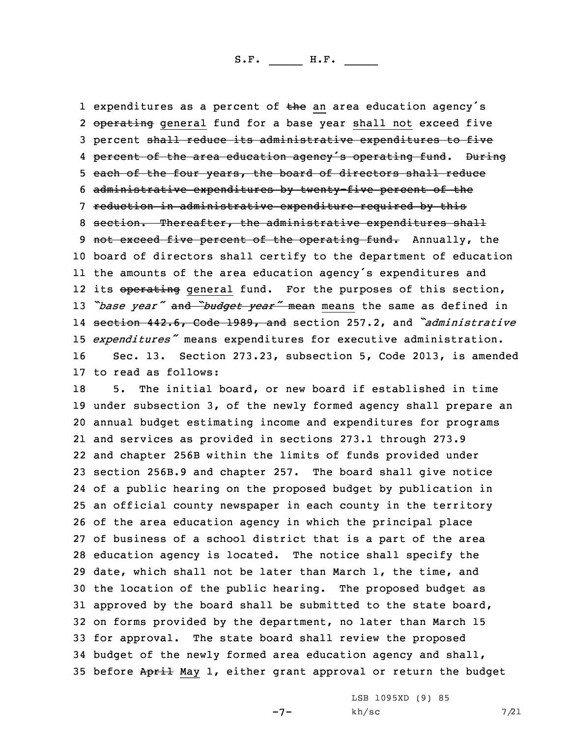1 expenditures as a percent of ~~the~~ an area education agency's
2 ~~operating~~ general fund for a base year shall not exceed five
3 percent ~~shall reduce its administrative expenditures to five~~
4 ~~percent of the area education agency's operating fund~~. ~~During~~
5 ~~each of the four years, the board of directors shall reduce~~
6 ~~administrative expenditures by twenty-five percent of the~~
7 ~~reduction in administrative expenditure required by this~~
8 ~~section. Thereafter, the administrative expenditures shall~~
9 ~~not exceed five percent of the operating fund.~~ Annually, the
10 board of directors shall certify to the department of education
11 the amounts of the area education agency's expenditures and
12 its ~~operating~~ general fund. For the purposes of this section,
13 *"base year"* ~~and *"budget year"* mean~~ means the same as defined in
14 ~~section 442.6, Code 1989, and~~ section 257.2, and *"administrative*
15 *expenditures"* means expenditures for executive administration.

16 Sec. 13. Section 273.23, subsection 5, Code 2013, is amended
17 to read as follows:

18 5. The initial board, or new board if established in time
19 under subsection 3, of the newly formed agency shall prepare an
20 annual budget estimating income and expenditures for programs
21 and services as provided in sections 273.1 through 273.9
22 and chapter 256B within the limits of funds provided under
23 section 256B.9 and chapter 257. The board shall give notice
24 of a public hearing on the proposed budget by publication in
25 an official county newspaper in each county in the territory
26 of the area education agency in which the principal place
27 of business of a school district that is a part of the area
28 education agency is located. The notice shall specify the
29 date, which shall not be later than March 1, the time, and
30 the location of the public hearing. The proposed budget as
31 approved by the board shall be submitted to the state board,
32 on forms provided by the department, no later than March 15
33 for approval. The state board shall review the proposed
34 budget of the newly formed area education agency and shall,
35 before ~~April~~ May 1, either grant approval or return the budget

LSB 1095XD (9) 85
kh/sc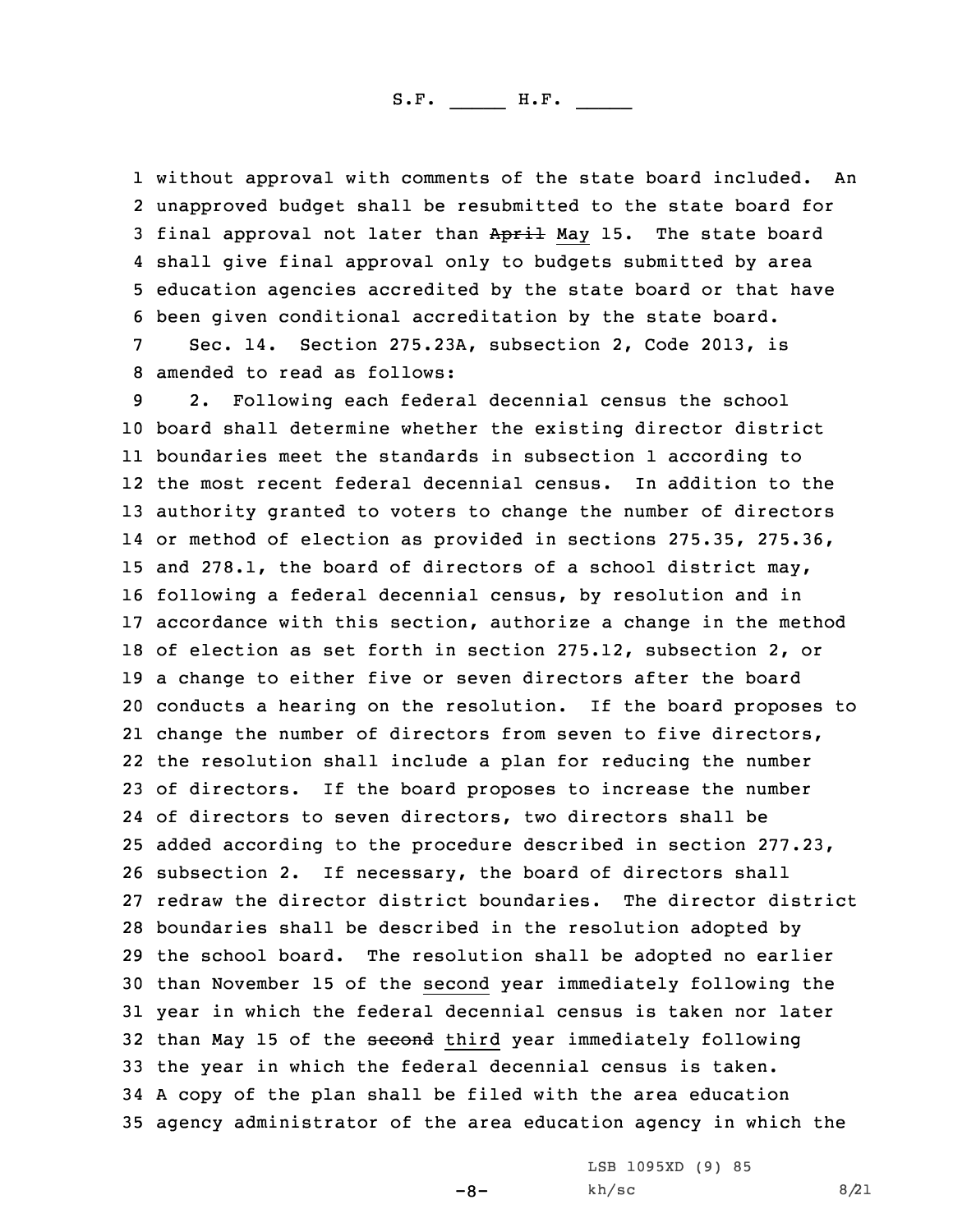without approval with comments of the state board included. An unapproved budget shall be resubmitted to the state board for final approval not later than ~~April~~ May 15. The state board shall give final approval only to budgets submitted by area education agencies accredited by the state board or that have been given conditional accreditation by the state board.

Sec. 14. Section 275.23A, subsection 2, Code 2013, is amended to read as follows:

2. Following each federal decennial census the school board shall determine whether the existing director district boundaries meet the standards in subsection 1 according to the most recent federal decennial census. In addition to the authority granted to voters to change the number of directors or method of election as provided in sections 275.35, 275.36, and 278.1, the board of directors of a school district may, following a federal decennial census, by resolution and in accordance with this section, authorize a change in the method of election as set forth in section 275.12, subsection 2, or a change to either five or seven directors after the board conducts a hearing on the resolution. If the board proposes to change the number of directors from seven to five directors, the resolution shall include a plan for reducing the number of directors. If the board proposes to increase the number of directors to seven directors, two directors shall be added according to the procedure described in section 277.23, subsection 2. If necessary, the board of directors shall redraw the director district boundaries. The director district boundaries shall be described in the resolution adopted by the school board. The resolution shall be adopted no earlier than November 15 of the <u>second</u> year immediately following the year in which the federal decennial census is taken nor later than May 15 of the ~~second~~ <u>third</u> year immediately following the year in which the federal decennial census is taken. A copy of the plan shall be filed with the area education agency administrator of the area education agency in which the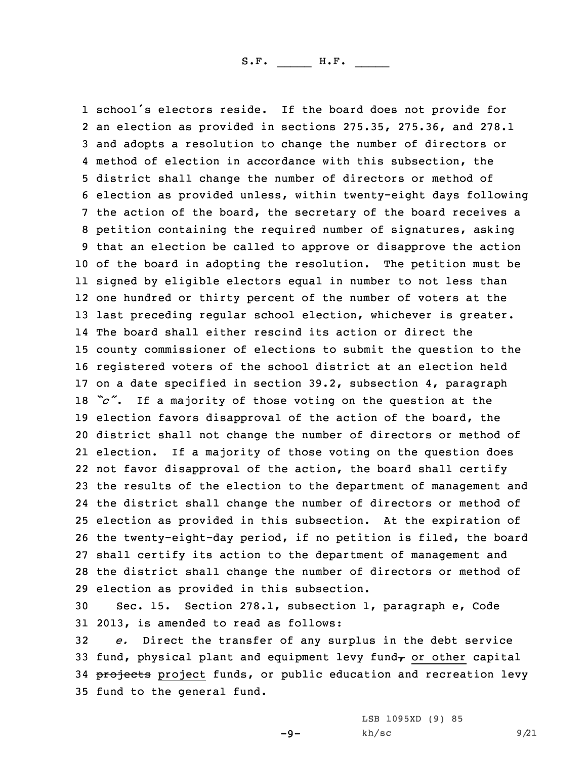school's electors reside. If the board does not provide for an election as provided in sections 275.35, 275.36, and 278.1 and adopts a resolution to change the number of directors or method of election in accordance with this subsection, the district shall change the number of directors or method of election as provided unless, within twenty-eight days following the action of the board, the secretary of the board receives a petition containing the required number of signatures, asking that an election be called to approve or disapprove the action of the board in adopting the resolution. The petition must be signed by eligible electors equal in number to not less than one hundred or thirty percent of the number of voters at the last preceding regular school election, whichever is greater. The board shall either rescind its action or direct the county commissioner of elections to submit the question to the registered voters of the school district at an election held on a date specified in section 39.2, subsection 4, paragraph *"c"*. If a majority of those voting on the question at the election favors disapproval of the action of the board, the district shall not change the number of directors or method of election. If a majority of those voting on the question does not favor disapproval of the action, the board shall certify the results of the election to the department of management and the district shall change the number of directors or method of election as provided in this subsection. At the expiration of the twenty-eight-day period, if no petition is filed, the board shall certify its action to the department of management and the district shall change the number of directors or method of election as provided in this subsection.

Sec. 15. Section 278.1, subsection 1, paragraph e, Code 2013, is amended to read as follows:

*e.* Direct the transfer of any surplus in the debt service fund, physical plant and equipment levy fund~~,~~ or other capital ~~projects~~ project funds, or public education and recreation levy fund to the general fund.

LSB 1095XD (9) 85
kh/sc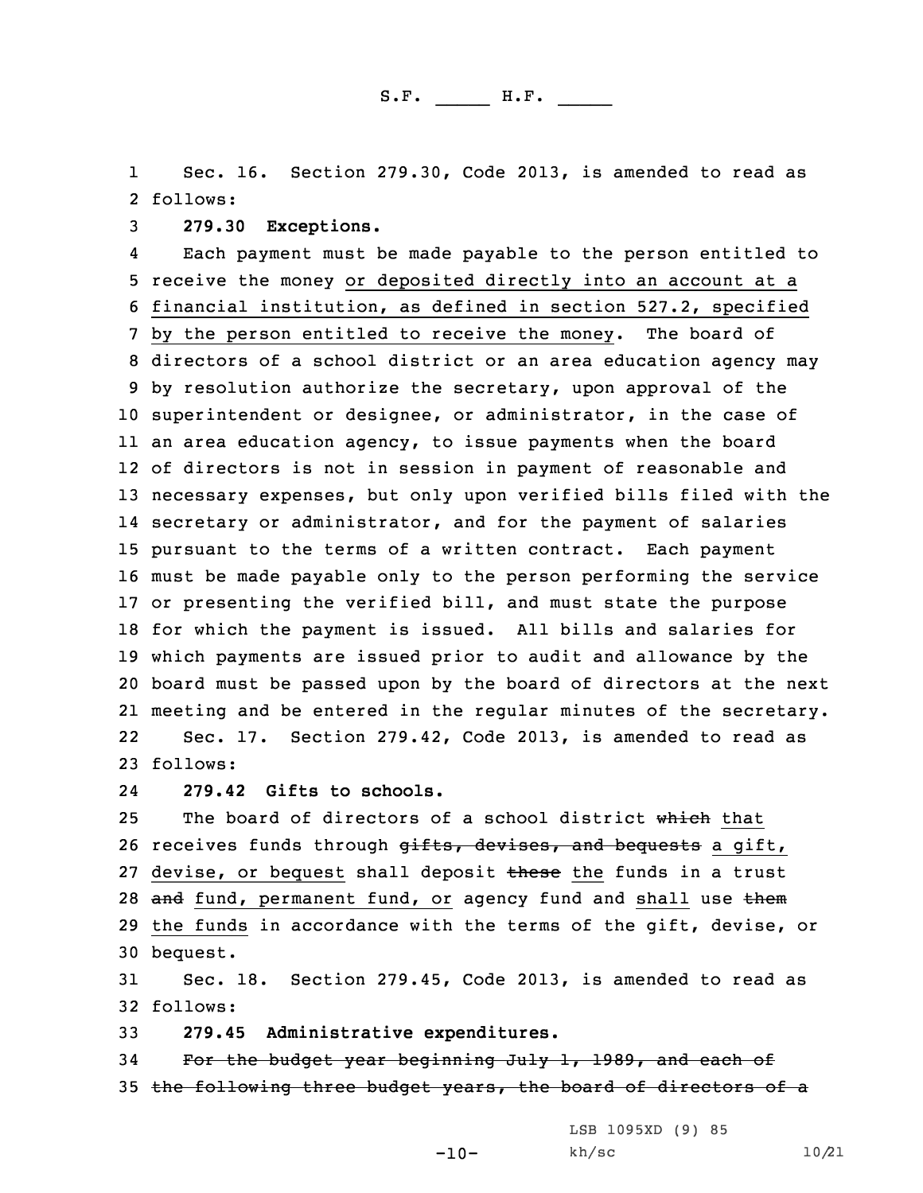Sec. 16. Section 279.30, Code 2013, is amended to read as follows:

**279.30 Exceptions.**

Each payment must be made payable to the person entitled to receive the money <u>or deposited directly into an account at a financial institution, as defined in section 527.2, specified by the person entitled to receive the money</u>. The board of directors of a school district or an area education agency may by resolution authorize the secretary, upon approval of the superintendent or designee, or administrator, in the case of an area education agency, to issue payments when the board of directors is not in session in payment of reasonable and necessary expenses, but only upon verified bills filed with the secretary or administrator, and for the payment of salaries pursuant to the terms of a written contract. Each payment must be made payable only to the person performing the service or presenting the verified bill, and must state the purpose for which the payment is issued. All bills and salaries for which payments are issued prior to audit and allowance by the board must be passed upon by the board of directors at the next meeting and be entered in the regular minutes of the secretary.

Sec. 17. Section 279.42, Code 2013, is amended to read as follows:

**279.42 Gifts to schools.**

The board of directors of a school district ~~which~~ <u>that</u> receives funds through ~~gifts, devises, and bequests~~ <u>a gift, devise, or bequest</u> shall deposit ~~these~~ <u>the</u> funds in a trust ~~and~~ <u>fund, permanent fund, or</u> agency fund and <u>shall</u> use ~~them~~ <u>the funds</u> in accordance with the terms of the gift, devise, or bequest.

Sec. 18. Section 279.45, Code 2013, is amended to read as follows:

**279.45 Administrative expenditures.**

~~For the budget year beginning July 1, 1989, and each of the following three budget years, the board of directors of a~~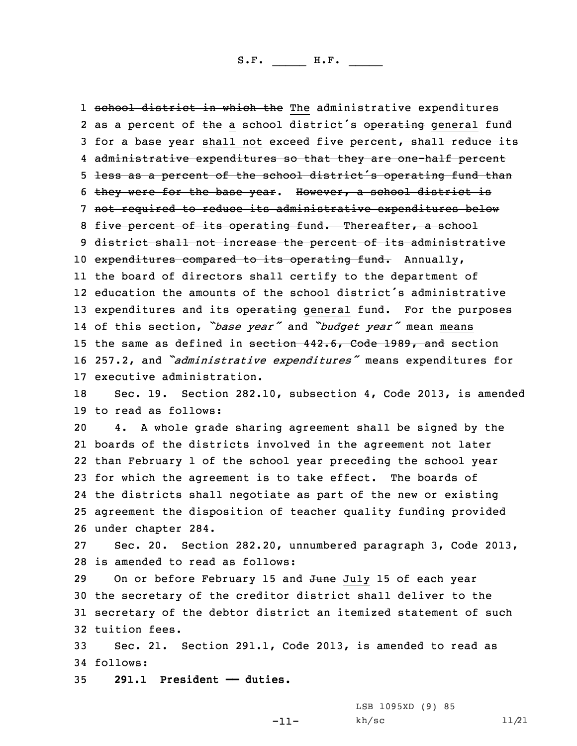~~school district in which the~~ The administrative expenditures as a percent of ~~the~~ a school district's ~~operating~~ general fund for a base year shall not exceed five percent~~, shall reduce its administrative expenditures so that they are one-half percent less as a percent of the school district's operating fund than they were for the base year~~. ~~However, a school district is not required to reduce its administrative expenditures below five percent of its operating fund. Thereafter, a school district shall not increase the percent of its administrative expenditures compared to its operating fund.~~ Annually, the board of directors shall certify to the department of education the amounts of the school district's administrative expenditures and its ~~operating~~ general fund. For the purposes of this section, *"base year"* ~~and *"budget year"* mean~~ means the same as defined in ~~section 442.6, Code 1989, and~~ section 257.2, and *"administrative expenditures"* means expenditures for executive administration.

Sec. 19. Section 282.10, subsection 4, Code 2013, is amended to read as follows:

4. A whole grade sharing agreement shall be signed by the boards of the districts involved in the agreement not later than February 1 of the school year preceding the school year for which the agreement is to take effect. The boards of the districts shall negotiate as part of the new or existing agreement the disposition of ~~teacher quality~~ funding provided under chapter 284.

Sec. 20. Section 282.20, unnumbered paragraph 3, Code 2013, is amended to read as follows:

On or before February 15 and ~~June~~ July 15 of each year the secretary of the creditor district shall deliver to the secretary of the debtor district an itemized statement of such tuition fees.

Sec. 21. Section 291.1, Code 2013, is amended to read as follows:

**291.1 President — duties.**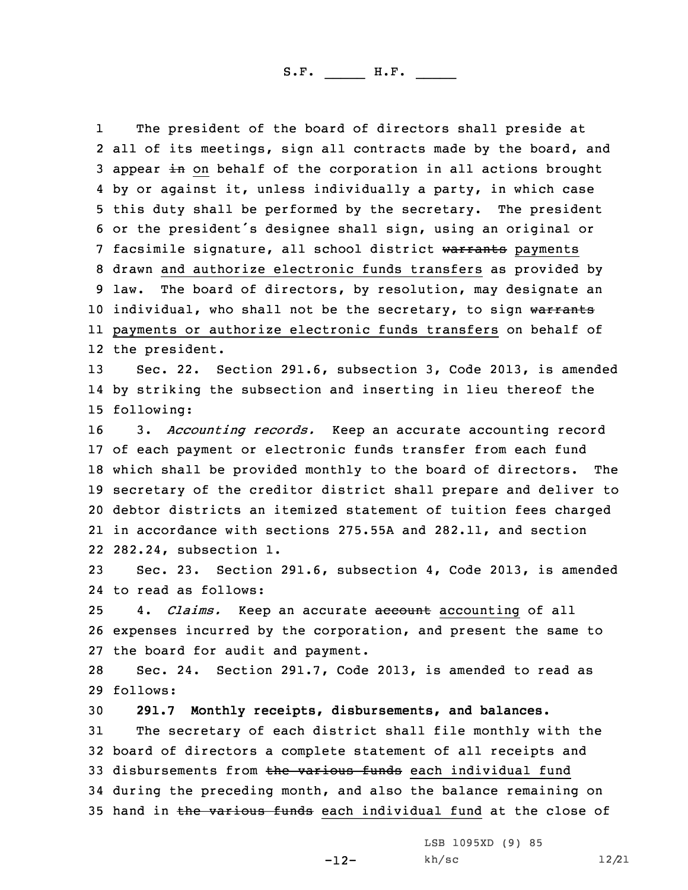The president of the board of directors shall preside at all of its meetings, sign all contracts made by the board, and appear ~~in~~ on behalf of the corporation in all actions brought by or against it, unless individually a party, in which case this duty shall be performed by the secretary. The president or the president's designee shall sign, using an original or facsimile signature, all school district ~~warrants~~ payments drawn and authorize electronic funds transfers as provided by law. The board of directors, by resolution, may designate an individual, who shall not be the secretary, to sign ~~warrants~~ payments or authorize electronic funds transfers on behalf of the president.

Sec. 22. Section 291.6, subsection 3, Code 2013, is amended by striking the subsection and inserting in lieu thereof the following:

3. *Accounting records.* Keep an accurate accounting record of each payment or electronic funds transfer from each fund which shall be provided monthly to the board of directors. The secretary of the creditor district shall prepare and deliver to debtor districts an itemized statement of tuition fees charged in accordance with sections 275.55A and 282.11, and section 282.24, subsection 1.

Sec. 23. Section 291.6, subsection 4, Code 2013, is amended to read as follows:

4. *Claims.* Keep an accurate ~~account~~ accounting of all expenses incurred by the corporation, and present the same to the board for audit and payment.

Sec. 24. Section 291.7, Code 2013, is amended to read as follows:

**291.7 Monthly receipts, disbursements, and balances.**

The secretary of each district shall file monthly with the board of directors a complete statement of all receipts and disbursements from ~~the various funds~~ each individual fund during the preceding month, and also the balance remaining on hand in ~~the various funds~~ each individual fund at the close of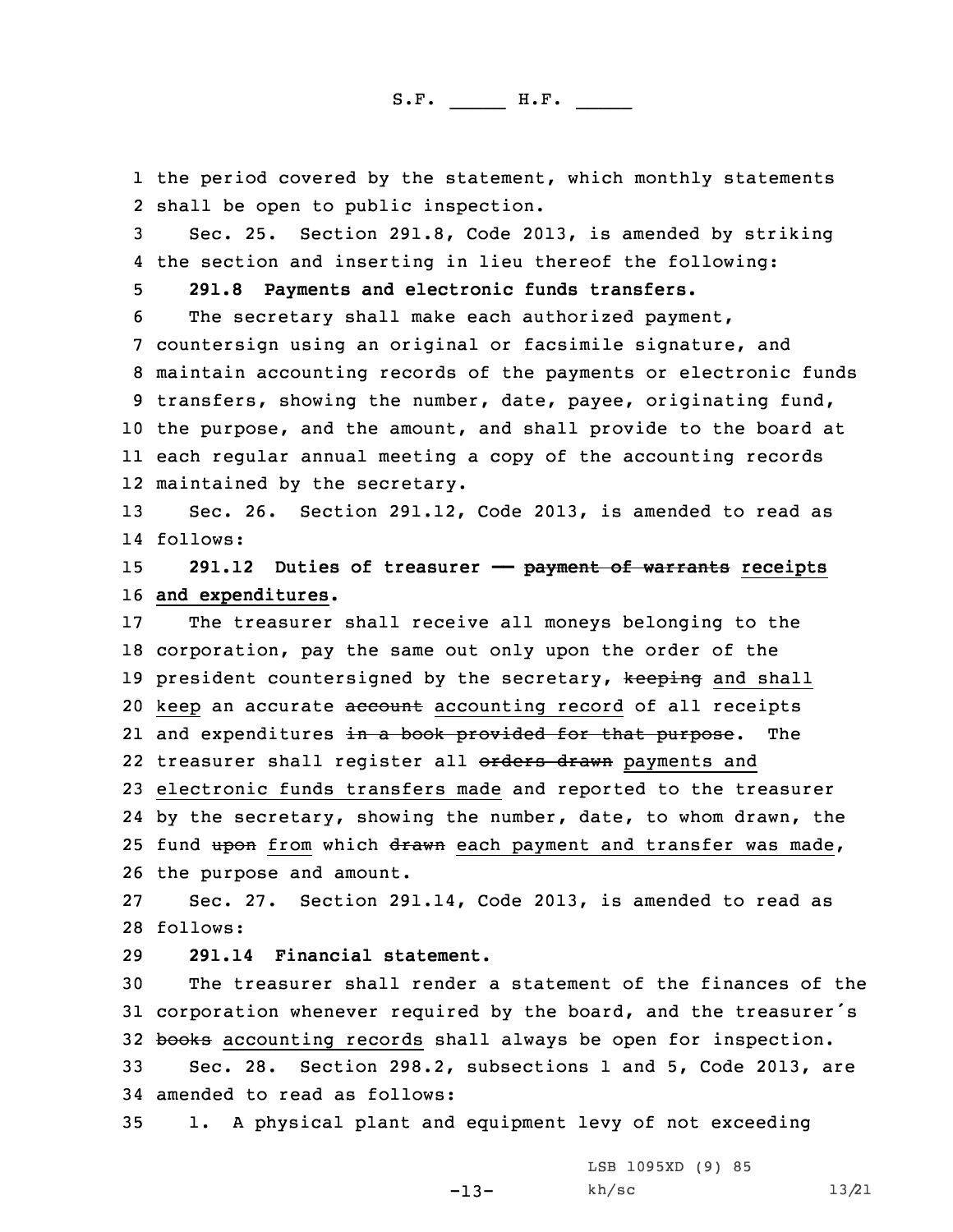the period covered by the statement, which monthly statements shall be open to public inspection.

Sec. 25. Section 291.8, Code 2013, is amended by striking the section and inserting in lieu thereof the following:

**291.8 Payments and electronic funds transfers.**

The secretary shall make each authorized payment, countersign using an original or facsimile signature, and maintain accounting records of the payments or electronic funds transfers, showing the number, date, payee, originating fund, the purpose, and the amount, and shall provide to the board at each regular annual meeting a copy of the accounting records maintained by the secretary.

Sec. 26. Section 291.12, Code 2013, is amended to read as follows:

**291.12 Duties of treasurer —— ~~payment of warrants~~ receipts and expenditures.**

The treasurer shall receive all moneys belonging to the corporation, pay the same out only upon the order of the president countersigned by the secretary, ~~keeping~~ and shall keep an accurate ~~account~~ accounting record of all receipts and expenditures ~~in a book provided for that purpose~~. The treasurer shall register all ~~orders drawn~~ payments and electronic funds transfers made and reported to the treasurer by the secretary, showing the number, date, to whom drawn, the fund ~~upon~~ from which ~~drawn~~ each payment and transfer was made, the purpose and amount.

Sec. 27. Section 291.14, Code 2013, is amended to read as follows:

**291.14 Financial statement.**

The treasurer shall render a statement of the finances of the corporation whenever required by the board, and the treasurer's ~~books~~ accounting records shall always be open for inspection.

Sec. 28. Section 298.2, subsections 1 and 5, Code 2013, are amended to read as follows:

1. A physical plant and equipment levy of not exceeding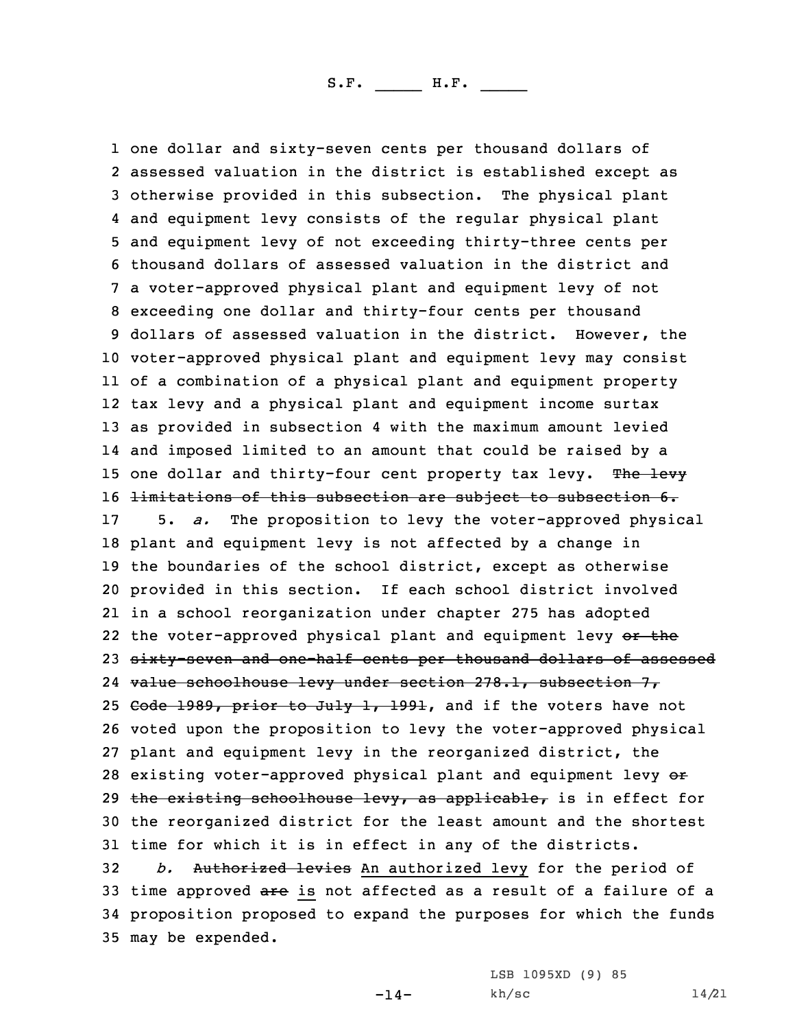one dollar and sixty-seven cents per thousand dollars of assessed valuation in the district is established except as otherwise provided in this subsection. The physical plant and equipment levy consists of the regular physical plant and equipment levy of not exceeding thirty-three cents per thousand dollars of assessed valuation in the district and a voter-approved physical plant and equipment levy of not exceeding one dollar and thirty-four cents per thousand dollars of assessed valuation in the district. However, the voter-approved physical plant and equipment levy may consist of a combination of a physical plant and equipment property tax levy and a physical plant and equipment income surtax as provided in subsection 4 with the maximum amount levied and imposed limited to an amount that could be raised by a one dollar and thirty-four cent property tax levy. ~~The levy limitations of this subsection are subject to subsection 6.~~

5. *a.* The proposition to levy the voter-approved physical plant and equipment levy is not affected by a change in the boundaries of the school district, except as otherwise provided in this section. If each school district involved in a school reorganization under chapter 275 has adopted the voter-approved physical plant and equipment levy ~~or the sixty-seven and one-half cents per thousand dollars of assessed value schoolhouse levy under section 278.1, subsection 7, Code 1989, prior to July 1, 1991~~, and if the voters have not voted upon the proposition to levy the voter-approved physical plant and equipment levy in the reorganized district, the existing voter-approved physical plant and equipment levy ~~or the existing schoolhouse levy, as applicable,~~ is in effect for the reorganized district for the least amount and the shortest time for which it is in effect in any of the districts.

*b.* ~~Authorized levies~~ An authorized levy for the period of time approved ~~are~~ is not affected as a result of a failure of a proposition proposed to expand the purposes for which the funds may be expended.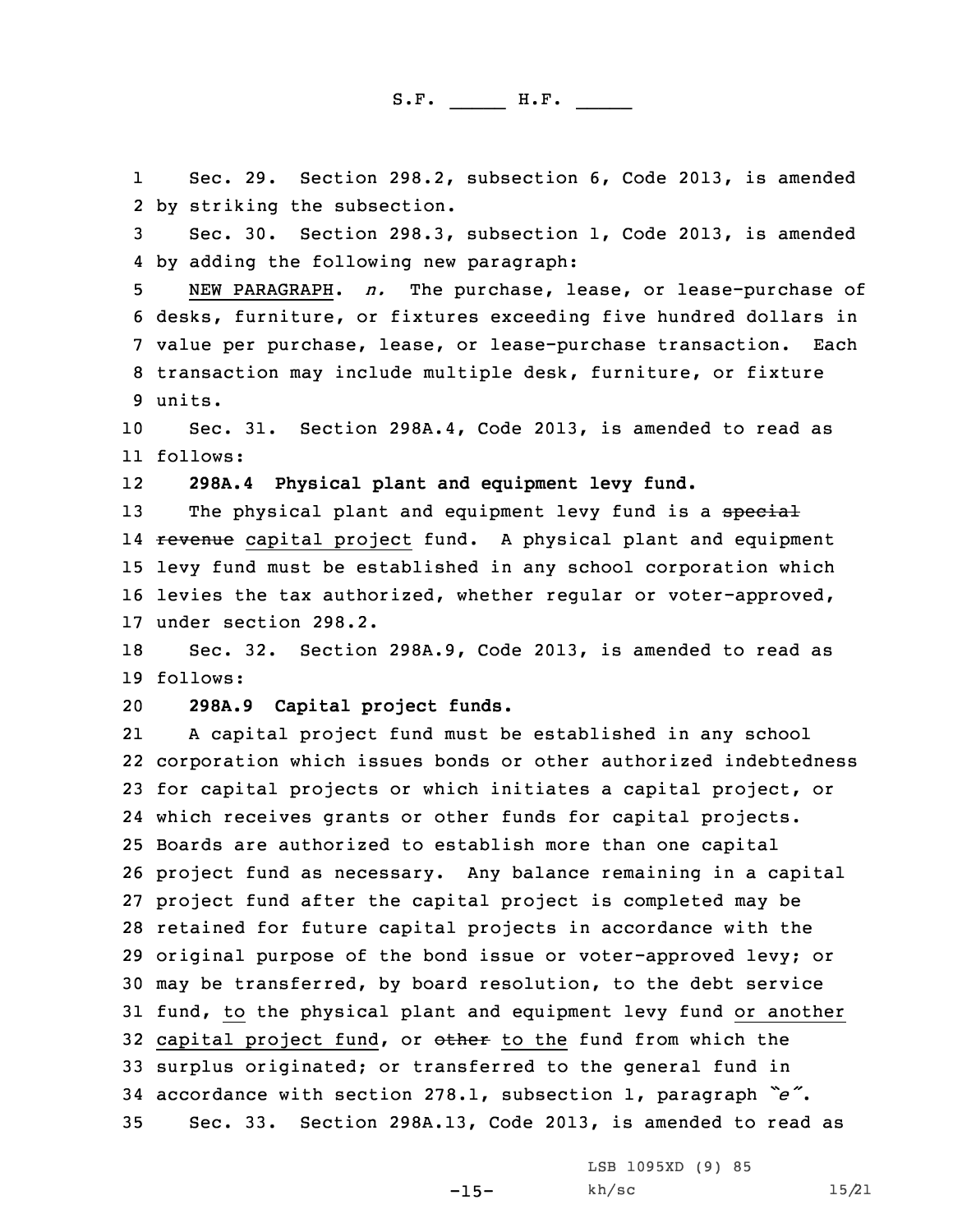Sec. 29. Section 298.2, subsection 6, Code 2013, is amended by striking the subsection.

Sec. 30. Section 298.3, subsection 1, Code 2013, is amended by adding the following new paragraph:

NEW PARAGRAPH. *n.* The purchase, lease, or lease-purchase of desks, furniture, or fixtures exceeding five hundred dollars in value per purchase, lease, or lease-purchase transaction. Each transaction may include multiple desk, furniture, or fixture units.

Sec. 31. Section 298A.4, Code 2013, is amended to read as follows:

**298A.4 Physical plant and equipment levy fund.**

The physical plant and equipment levy fund is a ~~special revenue~~ capital project fund. A physical plant and equipment levy fund must be established in any school corporation which levies the tax authorized, whether regular or voter-approved, under section 298.2.

Sec. 32. Section 298A.9, Code 2013, is amended to read as follows:

**298A.9 Capital project funds.**

A capital project fund must be established in any school corporation which issues bonds or other authorized indebtedness for capital projects or which initiates a capital project, or which receives grants or other funds for capital projects. Boards are authorized to establish more than one capital project fund as necessary. Any balance remaining in a capital project fund after the capital project is completed may be retained for future capital projects in accordance with the original purpose of the bond issue or voter-approved levy; or may be transferred, by board resolution, to the debt service fund, to the physical plant and equipment levy fund or another capital project fund, or ~~other~~ to the fund from which the surplus originated; or transferred to the general fund in accordance with section 278.1, subsection 1, paragraph *"e"*.

Sec. 33. Section 298A.13, Code 2013, is amended to read as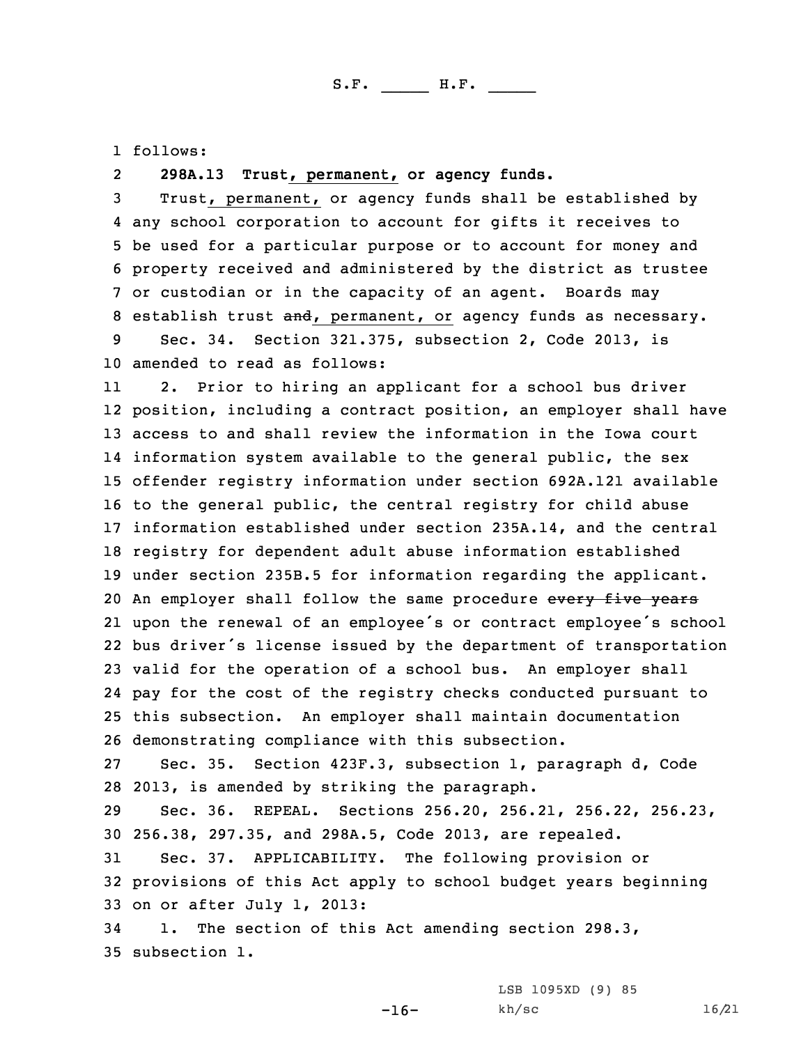follows:

**298A.13 Trust, permanent, or agency funds.**

Trust, permanent, or agency funds shall be established by any school corporation to account for gifts it receives to be used for a particular purpose or to account for money and property received and administered by the district as trustee or custodian or in the capacity of an agent. Boards may establish trust ~~and~~, permanent, or agency funds as necessary.

Sec. 34. Section 321.375, subsection 2, Code 2013, is amended to read as follows:

2. Prior to hiring an applicant for a school bus driver position, including a contract position, an employer shall have access to and shall review the information in the Iowa court information system available to the general public, the sex offender registry information under section 692A.121 available to the general public, the central registry for child abuse information established under section 235A.14, and the central registry for dependent adult abuse information established under section 235B.5 for information regarding the applicant. An employer shall follow the same procedure ~~every five years~~ upon the renewal of an employee's or contract employee's school bus driver's license issued by the department of transportation valid for the operation of a school bus. An employer shall pay for the cost of the registry checks conducted pursuant to this subsection. An employer shall maintain documentation demonstrating compliance with this subsection.

Sec. 35. Section 423F.3, subsection 1, paragraph d, Code 2013, is amended by striking the paragraph.

Sec. 36. REPEAL. Sections 256.20, 256.21, 256.22, 256.23, 256.38, 297.35, and 298A.5, Code 2013, are repealed.

Sec. 37. APPLICABILITY. The following provision or provisions of this Act apply to school budget years beginning on or after July 1, 2013:

1. The section of this Act amending section 298.3, subsection 1.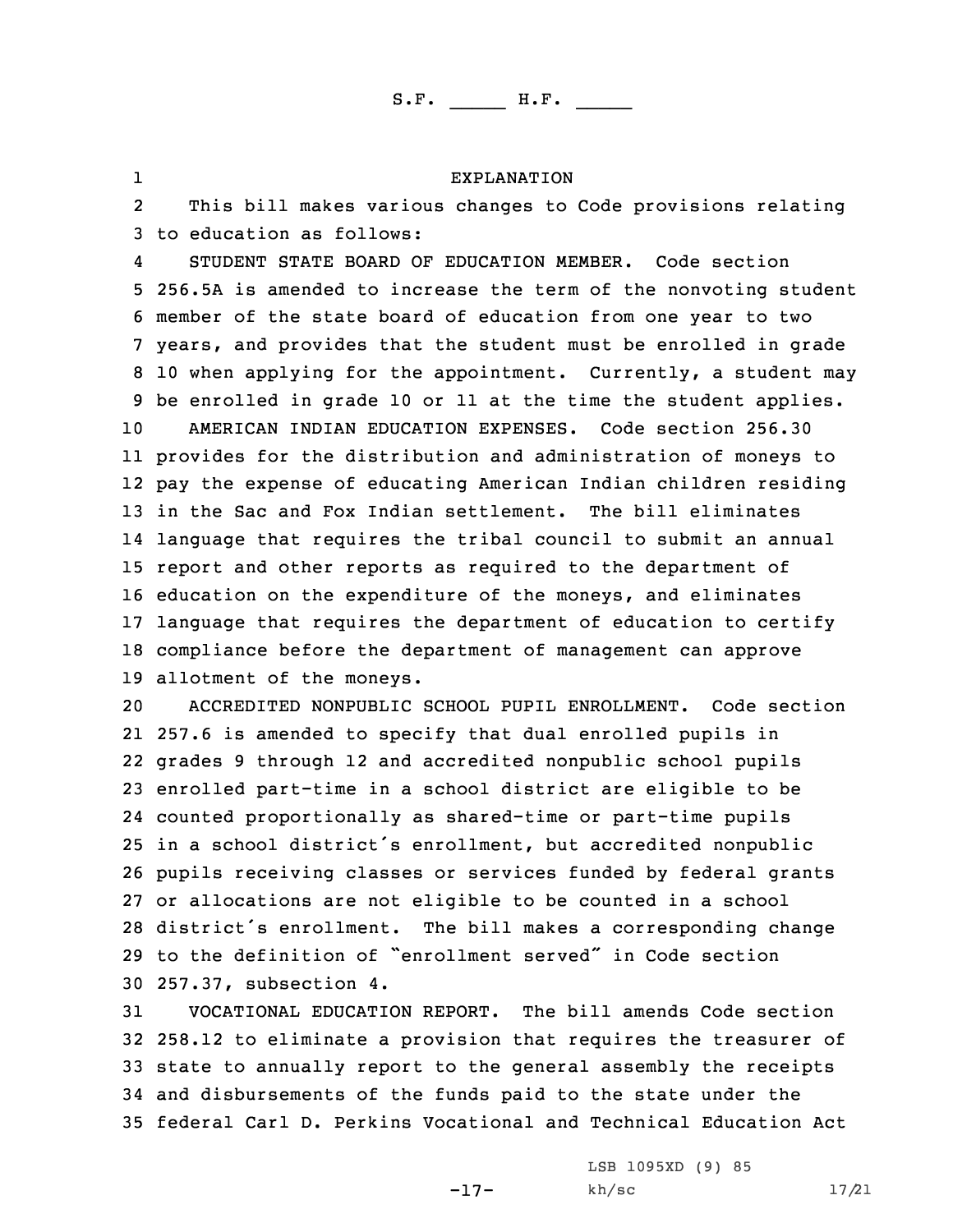# EXPLANATION

This bill makes various changes to Code provisions relating to education as follows:

STUDENT STATE BOARD OF EDUCATION MEMBER. Code section 256.5A is amended to increase the term of the nonvoting student member of the state board of education from one year to two years, and provides that the student must be enrolled in grade 10 when applying for the appointment. Currently, a student may be enrolled in grade 10 or 11 at the time the student applies.

AMERICAN INDIAN EDUCATION EXPENSES. Code section 256.30 provides for the distribution and administration of moneys to pay the expense of educating American Indian children residing in the Sac and Fox Indian settlement. The bill eliminates language that requires the tribal council to submit an annual report and other reports as required to the department of education on the expenditure of the moneys, and eliminates language that requires the department of education to certify compliance before the department of management can approve allotment of the moneys.

ACCREDITED NONPUBLIC SCHOOL PUPIL ENROLLMENT. Code section 257.6 is amended to specify that dual enrolled pupils in grades 9 through 12 and accredited nonpublic school pupils enrolled part-time in a school district are eligible to be counted proportionally as shared-time or part-time pupils in a school district's enrollment, but accredited nonpublic pupils receiving classes or services funded by federal grants or allocations are not eligible to be counted in a school district's enrollment. The bill makes a corresponding change to the definition of "enrollment served" in Code section 257.37, subsection 4.

VOCATIONAL EDUCATION REPORT. The bill amends Code section 258.12 to eliminate a provision that requires the treasurer of state to annually report to the general assembly the receipts and disbursements of the funds paid to the state under the federal Carl D. Perkins Vocational and Technical Education Act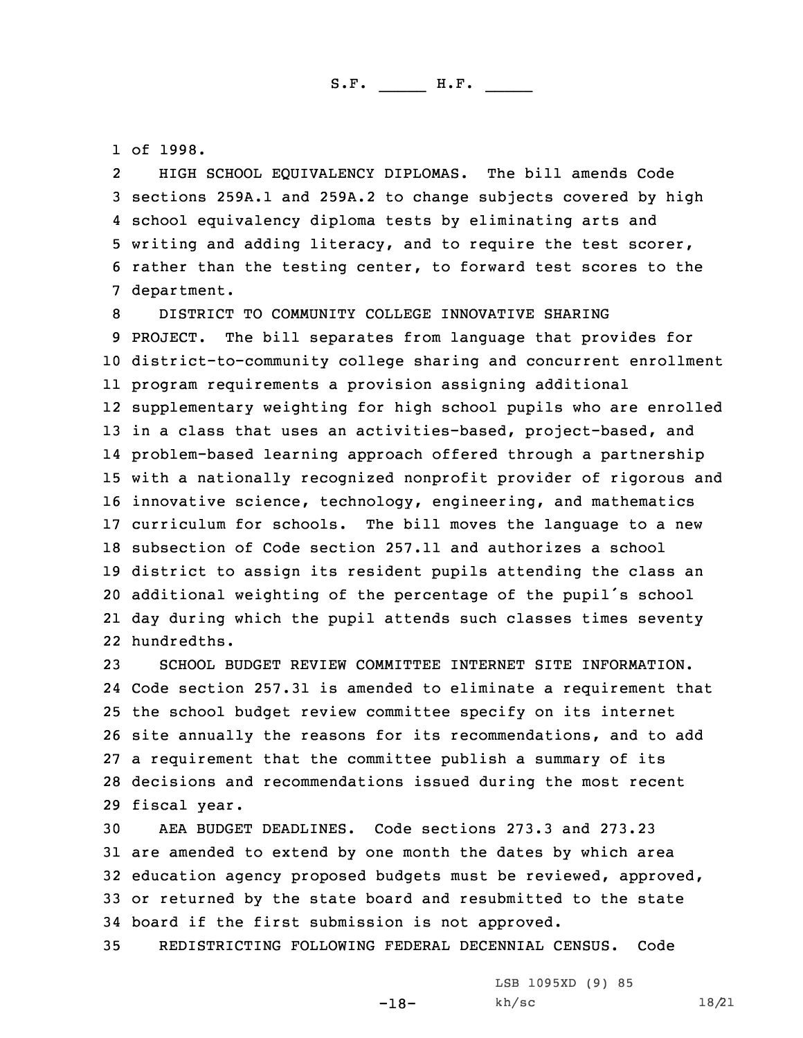of 1998.

HIGH SCHOOL EQUIVALENCY DIPLOMAS. The bill amends Code sections 259A.1 and 259A.2 to change subjects covered by high school equivalency diploma tests by eliminating arts and writing and adding literacy, and to require the test scorer, rather than the testing center, to forward test scores to the department.

DISTRICT TO COMMUNITY COLLEGE INNOVATIVE SHARING PROJECT. The bill separates from language that provides for district-to-community college sharing and concurrent enrollment program requirements a provision assigning additional supplementary weighting for high school pupils who are enrolled in a class that uses an activities-based, project-based, and problem-based learning approach offered through a partnership with a nationally recognized nonprofit provider of rigorous and innovative science, technology, engineering, and mathematics curriculum for schools. The bill moves the language to a new subsection of Code section 257.11 and authorizes a school district to assign its resident pupils attending the class an additional weighting of the percentage of the pupil's school day during which the pupil attends such classes times seventy hundredths.

SCHOOL BUDGET REVIEW COMMITTEE INTERNET SITE INFORMATION. Code section 257.31 is amended to eliminate a requirement that the school budget review committee specify on its internet site annually the reasons for its recommendations, and to add a requirement that the committee publish a summary of its decisions and recommendations issued during the most recent fiscal year.

AEA BUDGET DEADLINES. Code sections 273.3 and 273.23 are amended to extend by one month the dates by which area education agency proposed budgets must be reviewed, approved, or returned by the state board and resubmitted to the state board if the first submission is not approved.

REDISTRICTING FOLLOWING FEDERAL DECENNIAL CENSUS. Code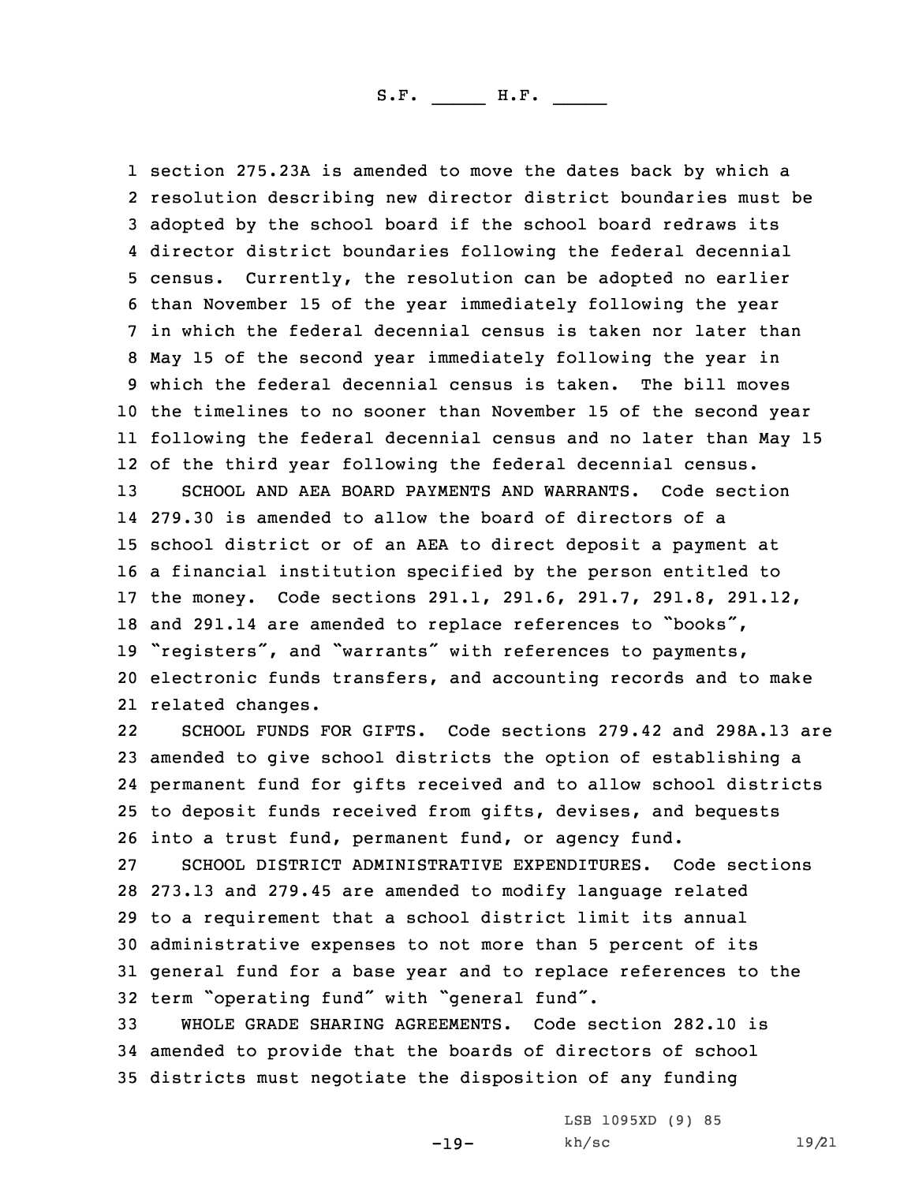section 275.23A is amended to move the dates back by which a resolution describing new director district boundaries must be adopted by the school board if the school board redraws its director district boundaries following the federal decennial census. Currently, the resolution can be adopted no earlier than November 15 of the year immediately following the year in which the federal decennial census is taken nor later than May 15 of the second year immediately following the year in which the federal decennial census is taken. The bill moves the timelines to no sooner than November 15 of the second year following the federal decennial census and no later than May 15 of the third year following the federal decennial census.

SCHOOL AND AEA BOARD PAYMENTS AND WARRANTS. Code section 279.30 is amended to allow the board of directors of a school district or of an AEA to direct deposit a payment at a financial institution specified by the person entitled to the money. Code sections 291.1, 291.6, 291.7, 291.8, 291.12, and 291.14 are amended to replace references to "books", "registers", and "warrants" with references to payments, electronic funds transfers, and accounting records and to make related changes.

SCHOOL FUNDS FOR GIFTS. Code sections 279.42 and 298A.13 are amended to give school districts the option of establishing a permanent fund for gifts received and to allow school districts to deposit funds received from gifts, devises, and bequests into a trust fund, permanent fund, or agency fund.

SCHOOL DISTRICT ADMINISTRATIVE EXPENDITURES. Code sections 273.13 and 279.45 are amended to modify language related to a requirement that a school district limit its annual administrative expenses to not more than 5 percent of its general fund for a base year and to replace references to the term "operating fund" with "general fund".

WHOLE GRADE SHARING AGREEMENTS. Code section 282.10 is amended to provide that the boards of directors of school districts must negotiate the disposition of any funding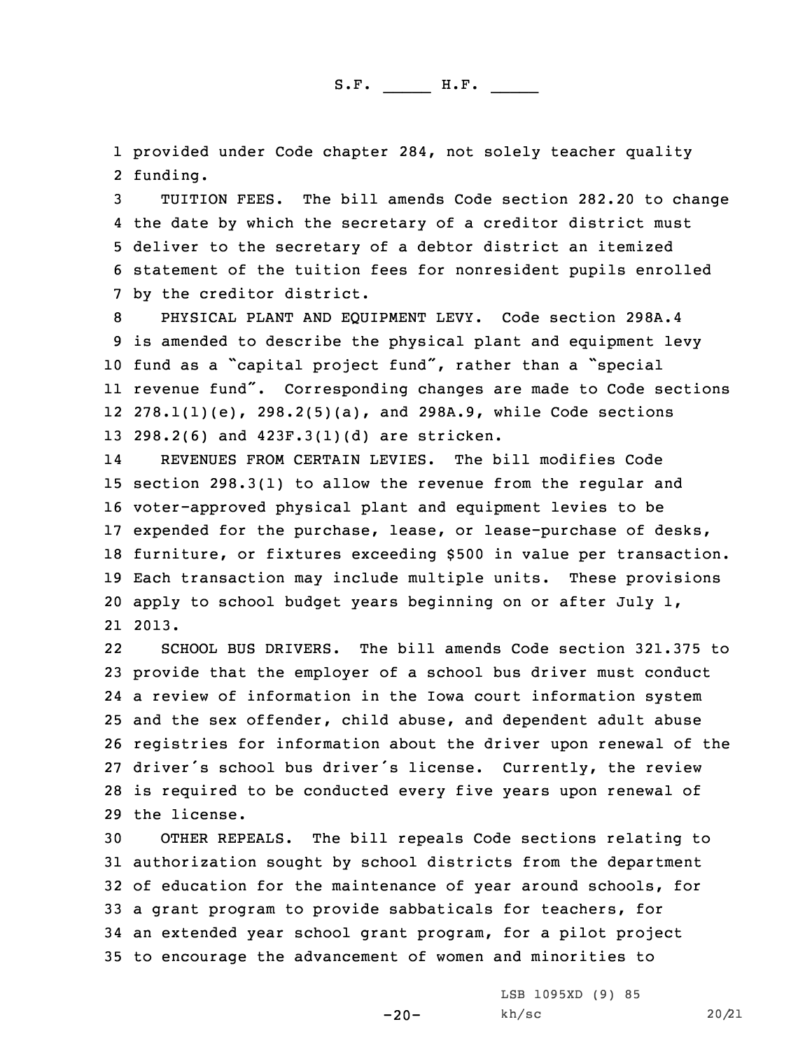provided under Code chapter 284, not solely teacher quality funding.

TUITION FEES. The bill amends Code section 282.20 to change the date by which the secretary of a creditor district must deliver to the secretary of a debtor district an itemized statement of the tuition fees for nonresident pupils enrolled by the creditor district.

PHYSICAL PLANT AND EQUIPMENT LEVY. Code section 298A.4 is amended to describe the physical plant and equipment levy fund as a "capital project fund", rather than a "special revenue fund". Corresponding changes are made to Code sections 278.1(1)(e), 298.2(5)(a), and 298A.9, while Code sections 298.2(6) and 423F.3(1)(d) are stricken.

REVENUES FROM CERTAIN LEVIES. The bill modifies Code section 298.3(1) to allow the revenue from the regular and voter-approved physical plant and equipment levies to be expended for the purchase, lease, or lease-purchase of desks, furniture, or fixtures exceeding $500 in value per transaction. Each transaction may include multiple units. These provisions apply to school budget years beginning on or after July 1, 2013.

SCHOOL BUS DRIVERS. The bill amends Code section 321.375 to provide that the employer of a school bus driver must conduct a review of information in the Iowa court information system and the sex offender, child abuse, and dependent adult abuse registries for information about the driver upon renewal of the driver's school bus driver's license. Currently, the review is required to be conducted every five years upon renewal of the license.

OTHER REPEALS. The bill repeals Code sections relating to authorization sought by school districts from the department of education for the maintenance of year around schools, for a grant program to provide sabbaticals for teachers, for an extended year school grant program, for a pilot project to encourage the advancement of women and minorities to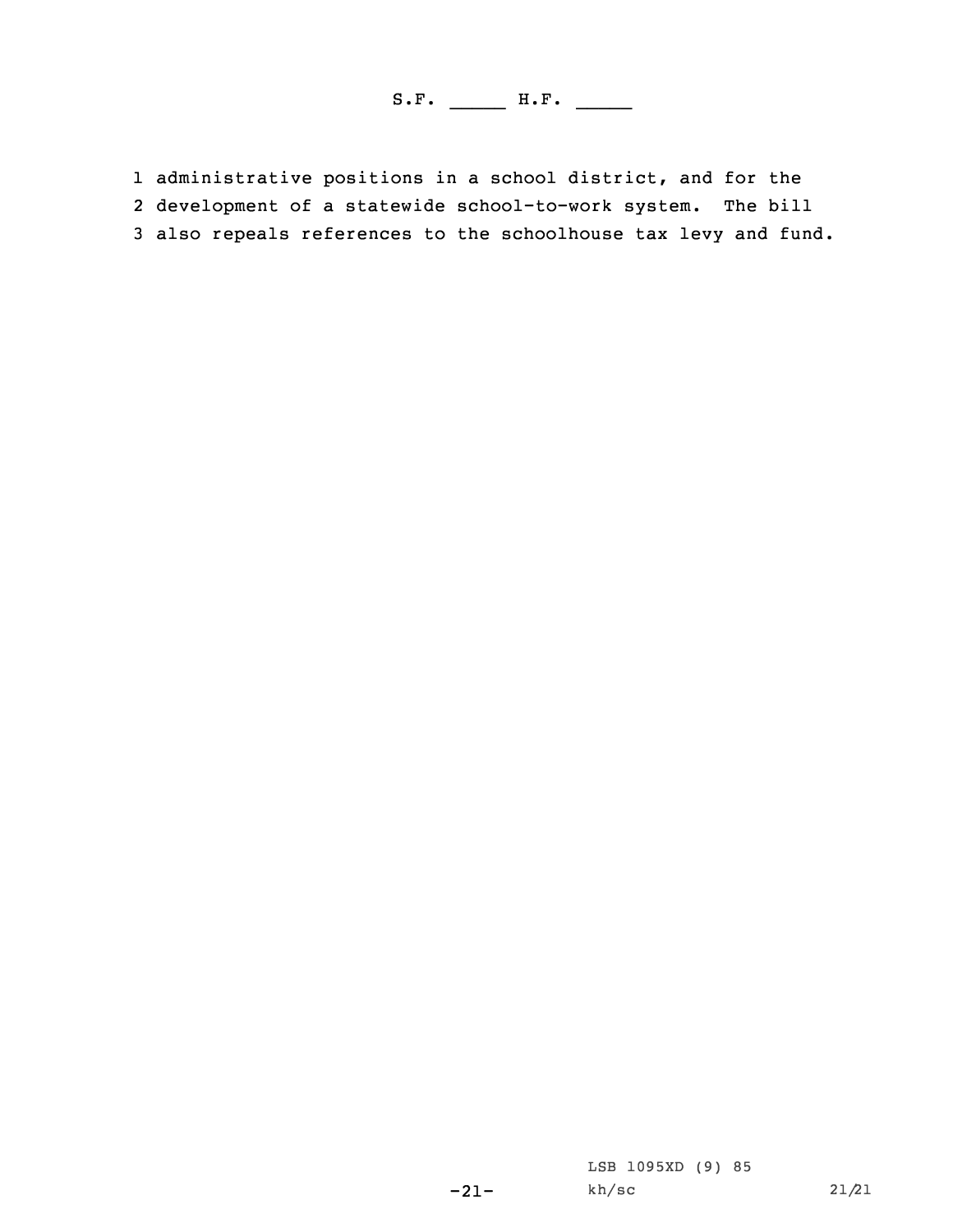administrative positions in a school district, and for the development of a statewide school-to-work system. The bill also repeals references to the schoolhouse tax levy and fund.